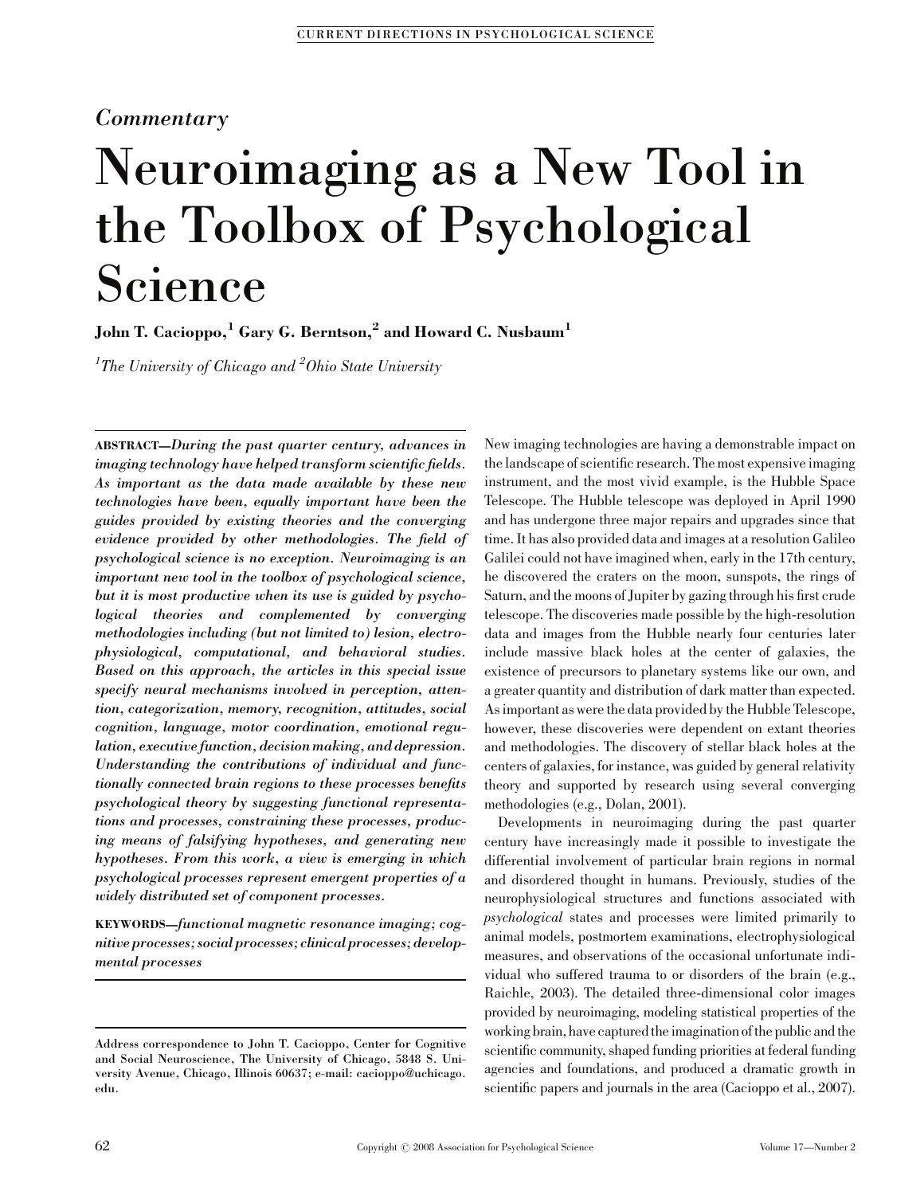*Commentary*

# Neuroimaging as a New Tool in the Toolbox of Psychological Science

**John T. Cacioppo,[1] Gary G. Berntson,[2] and Howard C. Nusbaum[1]**

*[1]The University of Chicago and [2]Ohio State University*

**ABSTRACT**—*During the past quarter century, advances in imaging technology have helped transform scientific fields. As important as the data made available by these new technologies have been, equally important have been the guides provided by existing theories and the converging evidence provided by other methodologies. The field of psychological science is no exception. Neuroimaging is an important new tool in the toolbox of psychological science, but it is most productive when its use is guided by psychological theories and complemented by converging methodologies including (but not limited to) lesion, electrophysiological, computational, and behavioral studies. Based on this approach, the articles in this special issue specify neural mechanisms involved in perception, attention, categorization, memory, recognition, attitudes, social cognition, language, motor coordination, emotional regulation, executive function, decision making, and depression. Understanding the contributions of individual and functionally connected brain regions to these processes benefits psychological theory by suggesting functional representations and processes, constraining these processes, producing means of falsifying hypotheses, and generating new hypotheses. From this work, a view is emerging in which psychological processes represent emergent properties of a widely distributed set of component processes.*

**KEYWORDS**—*functional magnetic resonance imaging; cognitive processes; social processes; clinical processes; developmental processes*

**Address correspondence to John T. Cacioppo, Center for Cognitive and Social Neuroscience, The University of Chicago, 5848 S. University Avenue, Chicago, Illinois 60637; e-mail: cacioppo@uchicago.edu.**

New imaging technologies are having a demonstrable impact on the landscape of scientific research. The most expensive imaging instrument, and the most vivid example, is the Hubble Space Telescope. The Hubble telescope was deployed in April 1990 and has undergone three major repairs and upgrades since that time. It has also provided data and images at a resolution Galileo Galilei could not have imagined when, early in the 17th century, he discovered the craters on the moon, sunspots, the rings of Saturn, and the moons of Jupiter by gazing through his first crude telescope. The discoveries made possible by the high-resolution data and images from the Hubble nearly four centuries later include massive black holes at the center of galaxies, the existence of precursors to planetary systems like our own, and a greater quantity and distribution of dark matter than expected. As important as were the data provided by the Hubble Telescope, however, these discoveries were dependent on extant theories and methodologies. The discovery of stellar black holes at the centers of galaxies, for instance, was guided by general relativity theory and supported by research using several converging methodologies (e.g., Dolan, 2001).

Developments in neuroimaging during the past quarter century have increasingly made it possible to investigate the differential involvement of particular brain regions in normal and disordered thought in humans. Previously, studies of the neurophysiological structures and functions associated with *psychological* states and processes were limited primarily to animal models, postmortem examinations, electrophysiological measures, and observations of the occasional unfortunate individual who suffered trauma to or disorders of the brain (e.g., Raichle, 2003). The detailed three-dimensional color images provided by neuroimaging, modeling statistical properties of the working brain, have captured the imagination of the public and the scientific community, shaped funding priorities at federal funding agencies and foundations, and produced a dramatic growth in scientific papers and journals in the area (Cacioppo et al., 2007).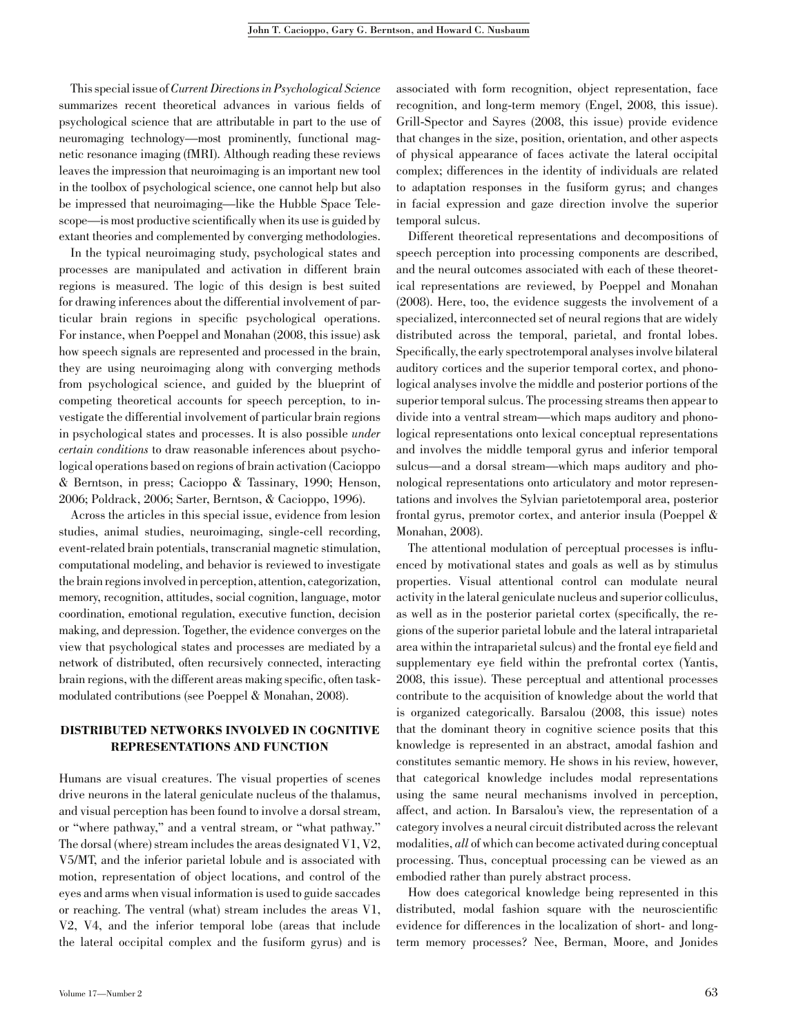This special issue of *Current Directions in Psychological Science* summarizes recent theoretical advances in various fields of psychological science that are attributable in part to the use of neuroimaging technology—most prominently, functional magnetic resonance imaging (fMRI). Although reading these reviews leaves the impression that neuroimaging is an important new tool in the toolbox of psychological science, one cannot help but also be impressed that neuroimaging—like the Hubble Space Telescope—is most productive scientifically when its use is guided by extant theories and complemented by converging methodologies.

In the typical neuroimaging study, psychological states and processes are manipulated and activation in different brain regions is measured. The logic of this design is best suited for drawing inferences about the differential involvement of particular brain regions in specific psychological operations. For instance, when Poeppel and Monahan (2008, this issue) ask how speech signals are represented and processed in the brain, they are using neuroimaging along with converging methods from psychological science, and guided by the blueprint of competing theoretical accounts for speech perception, to investigate the differential involvement of particular brain regions in psychological states and processes. It is also possible *under certain conditions* to draw reasonable inferences about psychological operations based on regions of brain activation (Cacioppo & Berntson, in press; Cacioppo & Tassinary, 1990; Henson, 2006; Poldrack, 2006; Sarter, Berntson, & Cacioppo, 1996).

Across the articles in this special issue, evidence from lesion studies, animal studies, neuroimaging, single-cell recording, event-related brain potentials, transcranial magnetic stimulation, computational modeling, and behavior is reviewed to investigate the brain regions involved in perception, attention, categorization, memory, recognition, attitudes, social cognition, language, motor coordination, emotional regulation, executive function, decision making, and depression. Together, the evidence converges on the view that psychological states and processes are mediated by a network of distributed, often recursively connected, interacting brain regions, with the different areas making specific, often task-modulated contributions (see Poeppel & Monahan, 2008).

## DISTRIBUTED NETWORKS INVOLVED IN COGNITIVE REPRESENTATIONS AND FUNCTION

Humans are visual creatures. The visual properties of scenes drive neurons in the lateral geniculate nucleus of the thalamus, and visual perception has been found to involve a dorsal stream, or "where pathway," and a ventral stream, or "what pathway." The dorsal (where) stream includes the areas designated V1, V2, V5/MT, and the inferior parietal lobule and is associated with motion, representation of object locations, and control of the eyes and arms when visual information is used to guide saccades or reaching. The ventral (what) stream includes the areas V1, V2, V4, and the inferior temporal lobe (areas that include the lateral occipital complex and the fusiform gyrus) and is associated with form recognition, object representation, face recognition, and long-term memory (Engel, 2008, this issue). Grill-Spector and Sayres (2008, this issue) provide evidence that changes in the size, position, orientation, and other aspects of physical appearance of faces activate the lateral occipital complex; differences in the identity of individuals are related to adaptation responses in the fusiform gyrus; and changes in facial expression and gaze direction involve the superior temporal sulcus.

Different theoretical representations and decompositions of speech perception into processing components are described, and the neural outcomes associated with each of these theoretical representations are reviewed, by Poeppel and Monahan (2008). Here, too, the evidence suggests the involvement of a specialized, interconnected set of neural regions that are widely distributed across the temporal, parietal, and frontal lobes. Specifically, the early spectrotemporal analyses involve bilateral auditory cortices and the superior temporal cortex, and phonological analyses involve the middle and posterior portions of the superior temporal sulcus. The processing streams then appear to divide into a ventral stream—which maps auditory and phonological representations onto lexical conceptual representations and involves the middle temporal gyrus and inferior temporal sulcus—and a dorsal stream—which maps auditory and phonological representations onto articulatory and motor representations and involves the Sylvian parietotemporal area, posterior frontal gyrus, premotor cortex, and anterior insula (Poeppel & Monahan, 2008).

The attentional modulation of perceptual processes is influenced by motivational states and goals as well as by stimulus properties. Visual attentional control can modulate neural activity in the lateral geniculate nucleus and superior colliculus, as well as in the posterior parietal cortex (specifically, the regions of the superior parietal lobule and the lateral intraparietal area within the intraparietal sulcus) and the frontal eye field and supplementary eye field within the prefrontal cortex (Yantis, 2008, this issue). These perceptual and attentional processes contribute to the acquisition of knowledge about the world that is organized categorically. Barsalou (2008, this issue) notes that the dominant theory in cognitive science posits that this knowledge is represented in an abstract, amodal fashion and constitutes semantic memory. He shows in his review, however, that categorical knowledge includes modal representations using the same neural mechanisms involved in perception, affect, and action. In Barsalou's view, the representation of a category involves a neural circuit distributed across the relevant modalities, *all* of which can become activated during conceptual processing. Thus, conceptual processing can be viewed as an embodied rather than purely abstract process.

How does categorical knowledge being represented in this distributed, modal fashion square with the neuroscientific evidence for differences in the localization of short- and long-term memory processes? Nee, Berman, Moore, and Jonides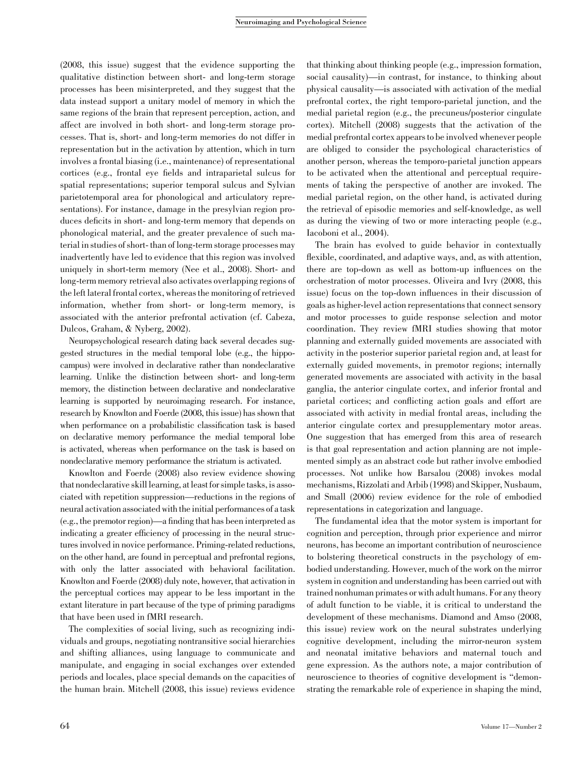(2008, this issue) suggest that the evidence supporting the qualitative distinction between short- and long-term storage processes has been misinterpreted, and they suggest that the data instead support a unitary model of memory in which the same regions of the brain that represent perception, action, and affect are involved in both short- and long-term storage processes. That is, short- and long-term memories do not differ in representation but in the activation by attention, which in turn involves a frontal biasing (i.e., maintenance) of representational cortices (e.g., frontal eye fields and intraparietal sulcus for spatial representations; superior temporal sulcus and Sylvian parietotemporal area for phonological and articulatory representations). For instance, damage in the presylvian region produces deficits in short- and long-term memory that depends on phonological material, and the greater prevalence of such material in studies of short- than of long-term storage processes may inadvertently have led to evidence that this region was involved uniquely in short-term memory (Nee et al., 2008). Short- and long-term memory retrieval also activates overlapping regions of the left lateral frontal cortex, whereas the monitoring of retrieved information, whether from short- or long-term memory, is associated with the anterior prefrontal activation (cf. Cabeza, Dulcos, Graham, & Nyberg, 2002).

Neuropsychological research dating back several decades suggested structures in the medial temporal lobe (e.g., the hippocampus) were involved in declarative rather than nondeclarative learning. Unlike the distinction between short- and long-term memory, the distinction between declarative and nondeclarative learning is supported by neuroimaging research. For instance, research by Knowlton and Foerde (2008, this issue) has shown that when performance on a probabilistic classification task is based on declarative memory performance the medial temporal lobe is activated, whereas when performance on the task is based on nondeclarative memory performance the striatum is activated.

Knowlton and Foerde (2008) also review evidence showing that nondeclarative skill learning, at least for simple tasks, is associated with repetition suppression—reductions in the regions of neural activation associated with the initial performances of a task (e.g., the premotor region)—a finding that has been interpreted as indicating a greater efficiency of processing in the neural structures involved in novice performance. Priming-related reductions, on the other hand, are found in perceptual and prefrontal regions, with only the latter associated with behavioral facilitation. Knowlton and Foerde (2008) duly note, however, that activation in the perceptual cortices may appear to be less important in the extant literature in part because of the type of priming paradigms that have been used in fMRI research.

The complexities of social living, such as recognizing individuals and groups, negotiating nontransitive social hierarchies and shifting alliances, using language to communicate and manipulate, and engaging in social exchanges over extended periods and locales, place special demands on the capacities of the human brain. Mitchell (2008, this issue) reviews evidence that thinking about thinking people (e.g., impression formation, social causality)—in contrast, for instance, to thinking about physical causality—is associated with activation of the medial prefrontal cortex, the right temporo-parietal junction, and the medial parietal region (e.g., the precuneus/posterior cingulate cortex). Mitchell (2008) suggests that the activation of the medial prefrontal cortex appears to be involved whenever people are obliged to consider the psychological characteristics of another person, whereas the temporo-parietal junction appears to be activated when the attentional and perceptual requirements of taking the perspective of another are invoked. The medial parietal region, on the other hand, is activated during the retrieval of episodic memories and self-knowledge, as well as during the viewing of two or more interacting people (e.g., Iacoboni et al., 2004).

The brain has evolved to guide behavior in contextually flexible, coordinated, and adaptive ways, and, as with attention, there are top-down as well as bottom-up influences on the orchestration of motor processes. Oliveira and Ivry (2008, this issue) focus on the top-down influences in their discussion of goals as higher-level action representations that connect sensory and motor processes to guide response selection and motor coordination. They review fMRI studies showing that motor planning and externally guided movements are associated with activity in the posterior superior parietal region and, at least for externally guided movements, in premotor regions; internally generated movements are associated with activity in the basal ganglia, the anterior cingulate cortex, and inferior frontal and parietal cortices; and conflicting action goals and effort are associated with activity in medial frontal areas, including the anterior cingulate cortex and presupplementary motor areas. One suggestion that has emerged from this area of research is that goal representation and action planning are not implemented simply as an abstract code but rather involve embodied processes. Not unlike how Barsalou (2008) invokes modal mechanisms, Rizzolati and Arbib (1998) and Skipper, Nusbaum, and Small (2006) review evidence for the role of embodied representations in categorization and language.

The fundamental idea that the motor system is important for cognition and perception, through prior experience and mirror neurons, has become an important contribution of neuroscience to bolstering theoretical constructs in the psychology of embodied understanding. However, much of the work on the mirror system in cognition and understanding has been carried out with trained nonhuman primates or with adult humans. For any theory of adult function to be viable, it is critical to understand the development of these mechanisms. Diamond and Amso (2008, this issue) review work on the neural substrates underlying cognitive development, including the mirror-neuron system and neonatal imitative behaviors and maternal touch and gene expression. As the authors note, a major contribution of neuroscience to theories of cognitive development is "demonstrating the remarkable role of experience in shaping the mind,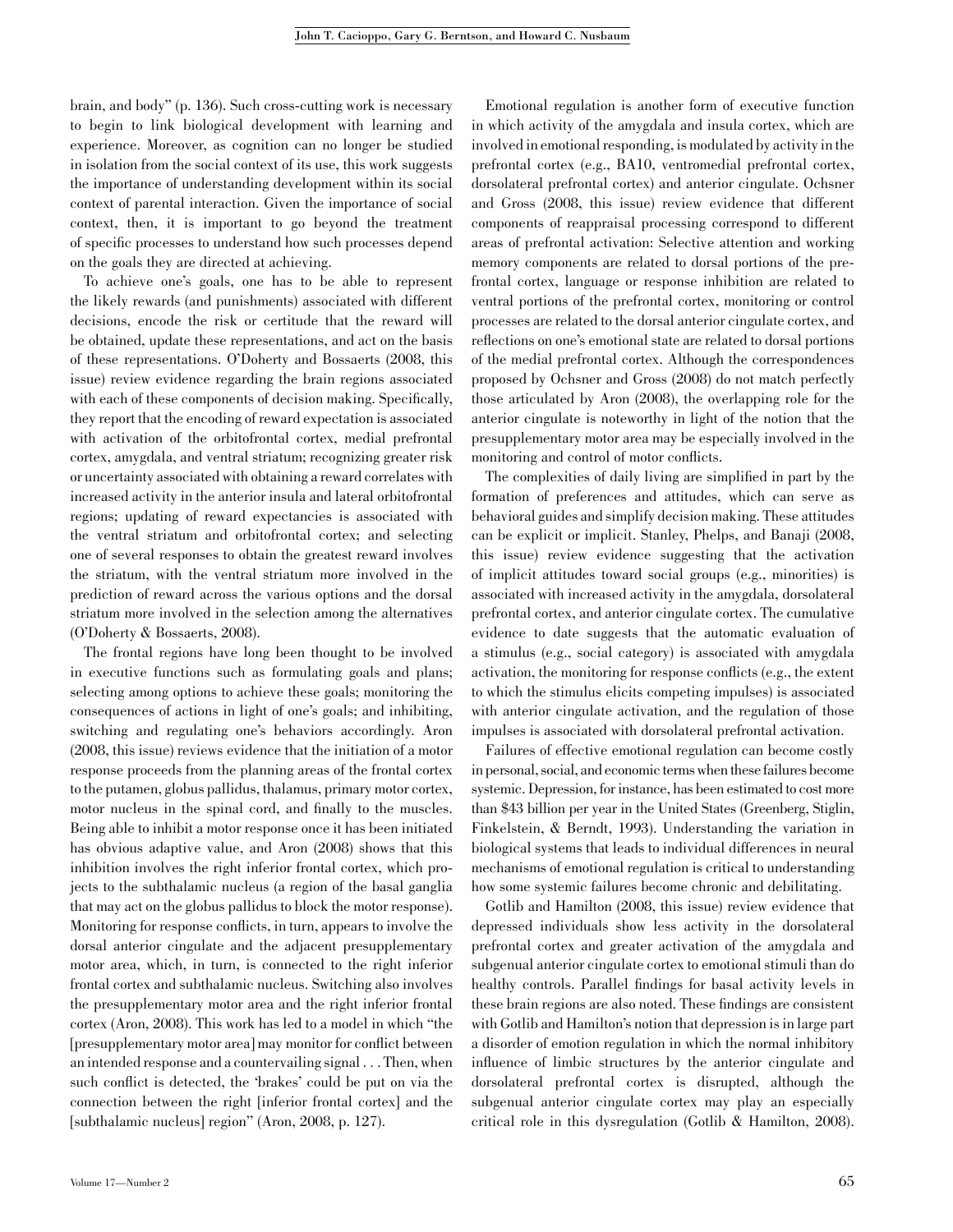brain, and body" (p. 136). Such cross-cutting work is necessary to begin to link biological development with learning and experience. Moreover, as cognition can no longer be studied in isolation from the social context of its use, this work suggests the importance of understanding development within its social context of parental interaction. Given the importance of social context, then, it is important to go beyond the treatment of specific processes to understand how such processes depend on the goals they are directed at achieving.

To achieve one's goals, one has to be able to represent the likely rewards (and punishments) associated with different decisions, encode the risk or certitude that the reward will be obtained, update these representations, and act on the basis of these representations. O'Doherty and Bossaerts (2008, this issue) review evidence regarding the brain regions associated with each of these components of decision making. Specifically, they report that the encoding of reward expectation is associated with activation of the orbitofrontal cortex, medial prefrontal cortex, amygdala, and ventral striatum; recognizing greater risk or uncertainty associated with obtaining a reward correlates with increased activity in the anterior insula and lateral orbitofrontal regions; updating of reward expectancies is associated with the ventral striatum and orbitofrontal cortex; and selecting one of several responses to obtain the greatest reward involves the striatum, with the ventral striatum more involved in the prediction of reward across the various options and the dorsal striatum more involved in the selection among the alternatives (O'Doherty & Bossaerts, 2008).

The frontal regions have long been thought to be involved in executive functions such as formulating goals and plans; selecting among options to achieve these goals; monitoring the consequences of actions in light of one's goals; and inhibiting, switching and regulating one's behaviors accordingly. Aron (2008, this issue) reviews evidence that the initiation of a motor response proceeds from the planning areas of the frontal cortex to the putamen, globus pallidus, thalamus, primary motor cortex, motor nucleus in the spinal cord, and finally to the muscles. Being able to inhibit a motor response once it has been initiated has obvious adaptive value, and Aron (2008) shows that this inhibition involves the right inferior frontal cortex, which projects to the subthalamic nucleus (a region of the basal ganglia that may act on the globus pallidus to block the motor response). Monitoring for response conflicts, in turn, appears to involve the dorsal anterior cingulate and the adjacent presupplementary motor area, which, in turn, is connected to the right inferior frontal cortex and subthalamic nucleus. Switching also involves the presupplementary motor area and the right inferior frontal cortex (Aron, 2008). This work has led to a model in which "the [presupplementary motor area] may monitor for conflict between an intended response and a countervailing signal . . . Then, when such conflict is detected, the 'brakes' could be put on via the connection between the right [inferior frontal cortex] and the [subthalamic nucleus] region" (Aron, 2008, p. 127).

Emotional regulation is another form of executive function in which activity of the amygdala and insula cortex, which are involved in emotional responding, is modulated by activity in the prefrontal cortex (e.g., BA10, ventromedial prefrontal cortex, dorsolateral prefrontal cortex) and anterior cingulate. Ochsner and Gross (2008, this issue) review evidence that different components of reappraisal processing correspond to different areas of prefrontal activation: Selective attention and working memory components are related to dorsal portions of the prefrontal cortex, language or response inhibition are related to ventral portions of the prefrontal cortex, monitoring or control processes are related to the dorsal anterior cingulate cortex, and reflections on one's emotional state are related to dorsal portions of the medial prefrontal cortex. Although the correspondences proposed by Ochsner and Gross (2008) do not match perfectly those articulated by Aron (2008), the overlapping role for the anterior cingulate is noteworthy in light of the notion that the presupplementary motor area may be especially involved in the monitoring and control of motor conflicts.

The complexities of daily living are simplified in part by the formation of preferences and attitudes, which can serve as behavioral guides and simplify decision making. These attitudes can be explicit or implicit. Stanley, Phelps, and Banaji (2008, this issue) review evidence suggesting that the activation of implicit attitudes toward social groups (e.g., minorities) is associated with increased activity in the amygdala, dorsolateral prefrontal cortex, and anterior cingulate cortex. The cumulative evidence to date suggests that the automatic evaluation of a stimulus (e.g., social category) is associated with amygdala activation, the monitoring for response conflicts (e.g., the extent to which the stimulus elicits competing impulses) is associated with anterior cingulate activation, and the regulation of those impulses is associated with dorsolateral prefrontal activation.

Failures of effective emotional regulation can become costly in personal, social, and economic terms when these failures become systemic. Depression, for instance, has been estimated to cost more than $43 billion per year in the United States (Greenberg, Stiglin, Finkelstein, & Berndt, 1993). Understanding the variation in biological systems that leads to individual differences in neural mechanisms of emotional regulation is critical to understanding how some systemic failures become chronic and debilitating.

Gotlib and Hamilton (2008, this issue) review evidence that depressed individuals show less activity in the dorsolateral prefrontal cortex and greater activation of the amygdala and subgenual anterior cingulate cortex to emotional stimuli than do healthy controls. Parallel findings for basal activity levels in these brain regions are also noted. These findings are consistent with Gotlib and Hamilton's notion that depression is in large part a disorder of emotion regulation in which the normal inhibitory influence of limbic structures by the anterior cingulate and dorsolateral prefrontal cortex is disrupted, although the subgenual anterior cingulate cortex may play an especially critical role in this dysregulation (Gotlib & Hamilton, 2008).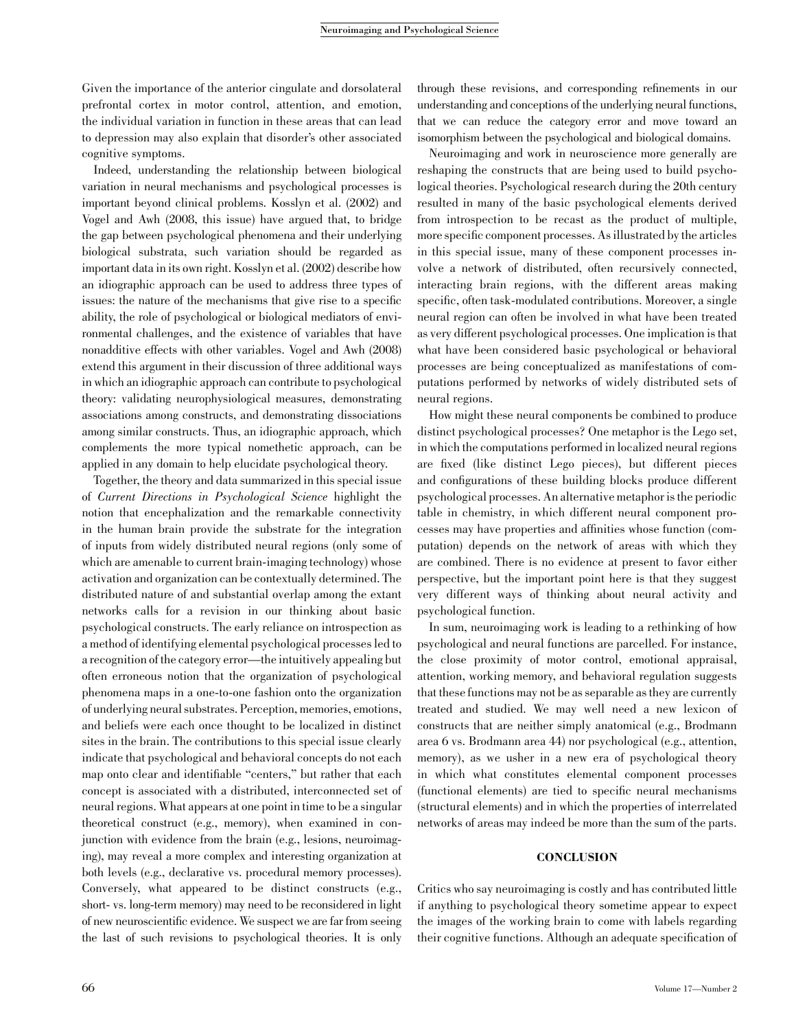Given the importance of the anterior cingulate and dorsolateral prefrontal cortex in motor control, attention, and emotion, the individual variation in function in these areas that can lead to depression may also explain that disorder's other associated cognitive symptoms.

Indeed, understanding the relationship between biological variation in neural mechanisms and psychological processes is important beyond clinical problems. Kosslyn et al. (2002) and Vogel and Awh (2008, this issue) have argued that, to bridge the gap between psychological phenomena and their underlying biological substrata, such variation should be regarded as important data in its own right. Kosslyn et al. (2002) describe how an idiographic approach can be used to address three types of issues: the nature of the mechanisms that give rise to a specific ability, the role of psychological or biological mediators of environmental challenges, and the existence of variables that have nonadditive effects with other variables. Vogel and Awh (2008) extend this argument in their discussion of three additional ways in which an idiographic approach can contribute to psychological theory: validating neurophysiological measures, demonstrating associations among constructs, and demonstrating dissociations among similar constructs. Thus, an idiographic approach, which complements the more typical nomethetic approach, can be applied in any domain to help elucidate psychological theory.

Together, the theory and data summarized in this special issue of *Current Directions in Psychological Science* highlight the notion that encephalization and the remarkable connectivity in the human brain provide the substrate for the integration of inputs from widely distributed neural regions (only some of which are amenable to current brain-imaging technology) whose activation and organization can be contextually determined. The distributed nature of and substantial overlap among the extant networks calls for a revision in our thinking about basic psychological constructs. The early reliance on introspection as a method of identifying elemental psychological processes led to a recognition of the category error—the intuitively appealing but often erroneous notion that the organization of psychological phenomena maps in a one-to-one fashion onto the organization of underlying neural substrates. Perception, memories, emotions, and beliefs were each once thought to be localized in distinct sites in the brain. The contributions to this special issue clearly indicate that psychological and behavioral concepts do not each map onto clear and identifiable "centers," but rather that each concept is associated with a distributed, interconnected set of neural regions. What appears at one point in time to be a singular theoretical construct (e.g., memory), when examined in conjunction with evidence from the brain (e.g., lesions, neuroimaging), may reveal a more complex and interesting organization at both levels (e.g., declarative vs. procedural memory processes). Conversely, what appeared to be distinct constructs (e.g., short- vs. long-term memory) may need to be reconsidered in light of new neuroscientific evidence. We suspect we are far from seeing the last of such revisions to psychological theories. It is only through these revisions, and corresponding refinements in our understanding and conceptions of the underlying neural functions, that we can reduce the category error and move toward an isomorphism between the psychological and biological domains.

Neuroimaging and work in neuroscience more generally are reshaping the constructs that are being used to build psychological theories. Psychological research during the 20th century resulted in many of the basic psychological elements derived from introspection to be recast as the product of multiple, more specific component processes. As illustrated by the articles in this special issue, many of these component processes involve a network of distributed, often recursively connected, interacting brain regions, with the different areas making specific, often task-modulated contributions. Moreover, a single neural region can often be involved in what have been treated as very different psychological processes. One implication is that what have been considered basic psychological or behavioral processes are being conceptualized as manifestations of computations performed by networks of widely distributed sets of neural regions.

How might these neural components be combined to produce distinct psychological processes? One metaphor is the Lego set, in which the computations performed in localized neural regions are fixed (like distinct Lego pieces), but different pieces and configurations of these building blocks produce different psychological processes. An alternative metaphor is the periodic table in chemistry, in which different neural component processes may have properties and affinities whose function (computation) depends on the network of areas with which they are combined. There is no evidence at present to favor either perspective, but the important point here is that they suggest very different ways of thinking about neural activity and psychological function.

In sum, neuroimaging work is leading to a rethinking of how psychological and neural functions are parcelled. For instance, the close proximity of motor control, emotional appraisal, attention, working memory, and behavioral regulation suggests that these functions may not be as separable as they are currently treated and studied. We may well need a new lexicon of constructs that are neither simply anatomical (e.g., Brodmann area 6 vs. Brodmann area 44) nor psychological (e.g., attention, memory), as we usher in a new era of psychological theory in which what constitutes elemental component processes (functional elements) are tied to specific neural mechanisms (structural elements) and in which the properties of interrelated networks of areas may indeed be more than the sum of the parts.

## CONCLUSION

Critics who say neuroimaging is costly and has contributed little if anything to psychological theory sometime appear to expect the images of the working brain to come with labels regarding their cognitive functions. Although an adequate specification of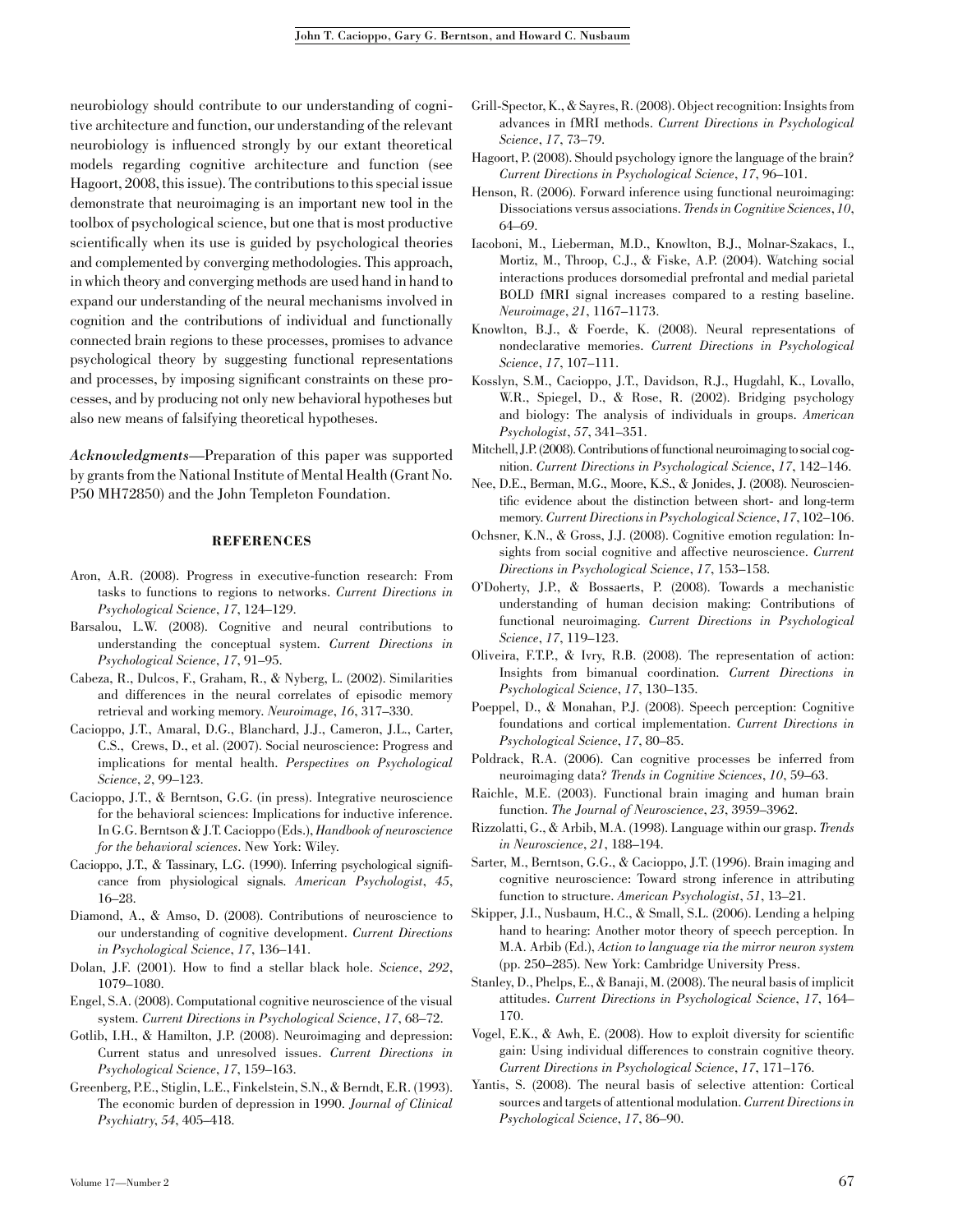neurobiology should contribute to our understanding of cognitive architecture and function, our understanding of the relevant neurobiology is influenced strongly by our extant theoretical models regarding cognitive architecture and function (see Hagoort, 2008, this issue). The contributions to this special issue demonstrate that neuroimaging is an important new tool in the toolbox of psychological science, but one that is most productive scientifically when its use is guided by psychological theories and complemented by converging methodologies. This approach, in which theory and converging methods are used hand in hand to expand our understanding of the neural mechanisms involved in cognition and the contributions of individual and functionally connected brain regions to these processes, promises to advance psychological theory by suggesting functional representations and processes, by imposing significant constraints on these processes, and by producing not only new behavioral hypotheses but also new means of falsifying theoretical hypotheses.

***Acknowledgments***—Preparation of this paper was supported by grants from the National Institute of Mental Health (Grant No. P50 MH72850) and the John Templeton Foundation.

## REFERENCES

Aron, A.R. (2008). Progress in executive-function research: From tasks to functions to regions to networks. *Current Directions in Psychological Science*, *17*, 124–129.

Barsalou, L.W. (2008). Cognitive and neural contributions to understanding the conceptual system. *Current Directions in Psychological Science*, *17*, 91–95.

Cabeza, R., Dulcos, F., Graham, R., & Nyberg, L. (2002). Similarities and differences in the neural correlates of episodic memory retrieval and working memory. *Neuroimage*, *16*, 317–330.

Cacioppo, J.T., Amaral, D.G., Blanchard, J.J., Cameron, J.L., Carter, C.S., Crews, D., et al. (2007). Social neuroscience: Progress and implications for mental health. *Perspectives on Psychological Science*, *2*, 99–123.

Cacioppo, J.T., & Berntson, G.G. (in press). Integrative neuroscience for the behavioral sciences: Implications for inductive inference. In G.G. Berntson & J.T. Cacioppo (Eds.), *Handbook of neuroscience for the behavioral sciences*. New York: Wiley.

Cacioppo, J.T., & Tassinary, L.G. (1990). Inferring psychological significance from physiological signals. *American Psychologist*, *45*, 16–28.

Diamond, A., & Amso, D. (2008). Contributions of neuroscience to our understanding of cognitive development. *Current Directions in Psychological Science*, *17*, 136–141.

Dolan, J.F. (2001). How to find a stellar black hole. *Science*, *292*, 1079–1080.

Engel, S.A. (2008). Computational cognitive neuroscience of the visual system. *Current Directions in Psychological Science*, *17*, 68–72.

Gotlib, I.H., & Hamilton, J.P. (2008). Neuroimaging and depression: Current status and unresolved issues. *Current Directions in Psychological Science*, *17*, 159–163.

Greenberg, P.E., Stiglin, L.E., Finkelstein, S.N., & Berndt, E.R. (1993). The economic burden of depression in 1990. *Journal of Clinical Psychiatry*, *54*, 405–418.

Grill-Spector, K., & Sayres, R. (2008). Object recognition: Insights from advances in fMRI methods. *Current Directions in Psychological Science*, *17*, 73–79.

Hagoort, P. (2008). Should psychology ignore the language of the brain? *Current Directions in Psychological Science*, *17*, 96–101.

Henson, R. (2006). Forward inference using functional neuroimaging: Dissociations versus associations. *Trends in Cognitive Sciences*, *10*, 64–69.

Iacoboni, M., Lieberman, M.D., Knowlton, B.J., Molnar-Szakacs, I., Mortiz, M., Throop, C.J., & Fiske, A.P. (2004). Watching social interactions produces dorsomedial prefrontal and medial parietal BOLD fMRI signal increases compared to a resting baseline. *Neuroimage*, *21*, 1167–1173.

Knowlton, B.J., & Foerde, K. (2008). Neural representations of nondeclarative memories. *Current Directions in Psychological Science*, *17*, 107–111.

Kosslyn, S.M., Cacioppo, J.T., Davidson, R.J., Hugdahl, K., Lovallo, W.R., Spiegel, D., & Rose, R. (2002). Bridging psychology and biology: The analysis of individuals in groups. *American Psychologist*, *57*, 341–351.

Mitchell, J.P. (2008). Contributions of functional neuroimaging to social cognition. *Current Directions in Psychological Science*, *17*, 142–146.

Nee, D.E., Berman, M.G., Moore, K.S., & Jonides, J. (2008). Neuroscientific evidence about the distinction between short- and long-term memory. *Current Directions in Psychological Science*, *17*, 102–106.

Ochsner, K.N., & Gross, J.J. (2008). Cognitive emotion regulation: Insights from social cognitive and affective neuroscience. *Current Directions in Psychological Science*, *17*, 153–158.

O'Doherty, J.P., & Bossaerts, P. (2008). Towards a mechanistic understanding of human decision making: Contributions of functional neuroimaging. *Current Directions in Psychological Science*, *17*, 119–123.

Oliveira, F.T.P., & Ivry, R.B. (2008). The representation of action: Insights from bimanual coordination. *Current Directions in Psychological Science*, *17*, 130–135.

Poeppel, D., & Monahan, P.J. (2008). Speech perception: Cognitive foundations and cortical implementation. *Current Directions in Psychological Science*, *17*, 80–85.

Poldrack, R.A. (2006). Can cognitive processes be inferred from neuroimaging data? *Trends in Cognitive Sciences*, *10*, 59–63.

Raichle, M.E. (2003). Functional brain imaging and human brain function. *The Journal of Neuroscience*, *23*, 3959–3962.

Rizzolatti, G., & Arbib, M.A. (1998). Language within our grasp. *Trends in Neuroscience*, *21*, 188–194.

Sarter, M., Berntson, G.G., & Cacioppo, J.T. (1996). Brain imaging and cognitive neuroscience: Toward strong inference in attributing function to structure. *American Psychologist*, *51*, 13–21.

Skipper, J.I., Nusbaum, H.C., & Small, S.L. (2006). Lending a helping hand to hearing: Another motor theory of speech perception. In M.A. Arbib (Ed.), *Action to language via the mirror neuron system* (pp. 250–285). New York: Cambridge University Press.

Stanley, D., Phelps, E., & Banaji, M. (2008). The neural basis of implicit attitudes. *Current Directions in Psychological Science*, *17*, 164–170.

Vogel, E.K., & Awh, E. (2008). How to exploit diversity for scientific gain: Using individual differences to constrain cognitive theory. *Current Directions in Psychological Science*, *17*, 171–176.

Yantis, S. (2008). The neural basis of selective attention: Cortical sources and targets of attentional modulation. *Current Directions in Psychological Science*, *17*, 86–90.